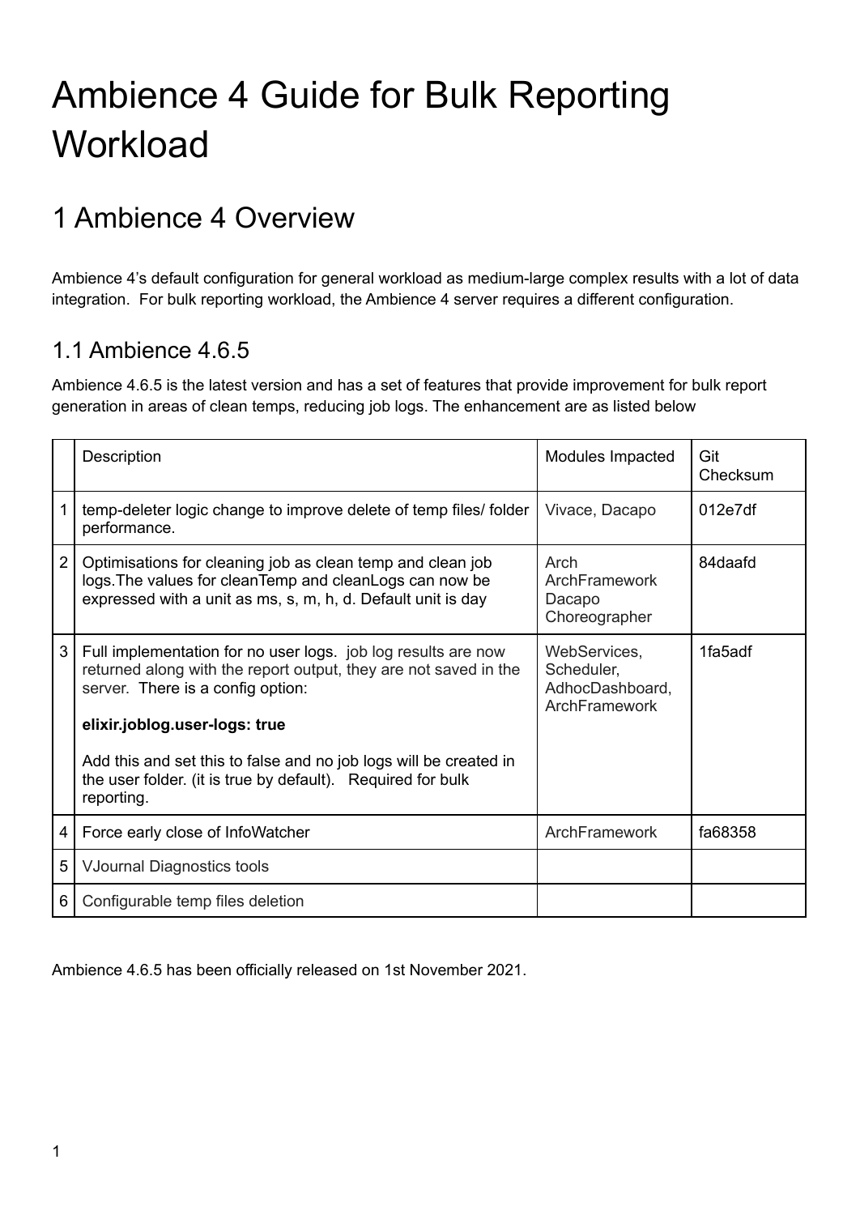# Ambience 4 Guide for Bulk Reporting Workload

## 1 Ambience 4 Overview

Ambience 4's default configuration for general workload as medium-large complex results with a lot of data integration.  For bulk reporting workload, the Ambience 4 server requires a different configuration.

### 1.1 Ambience 4.6.5

Ambience 4.6.5 is the latest version and has a set of features that provide improvement for bulk report generation in areas of clean temps, reducing job logs. The enhancement are as listed below

| | Description | Modules Impacted | Git Checksum |
|---|---|---|---|
| 1 | temp-deleter logic change to improve delete of temp files/ folder performance. | Vivace, Dacapo | 012e7df |
| 2 | Optimisations for cleaning job as clean temp and clean job logs.The values for cleanTemp and cleanLogs can now be expressed with a unit as ms, s, m, h, d. Default unit is day | Arch<br>ArchFramework<br>Dacapo<br>Choreographer | 84daafd |
| 3 | Full implementation for no user logs.  job log results are now returned along with the report output, they are not saved in the server.  There is a config option:<br><br>**elixir.joblog.user-logs: true**<br><br>Add this and set this to false and no job logs will be created in the user folder. (it is true by default).   Required for bulk reporting. | WebServices,<br>Scheduler,<br>AdhocDashboard,<br>ArchFramework | 1fa5adf |
| 4 | Force early close of InfoWatcher | ArchFramework | fa68358 |
| 5 | VJournal Diagnostics tools | | |
| 6 | Configurable temp files deletion | | |

Ambience 4.6.5 has been officially released on 1st November 2021.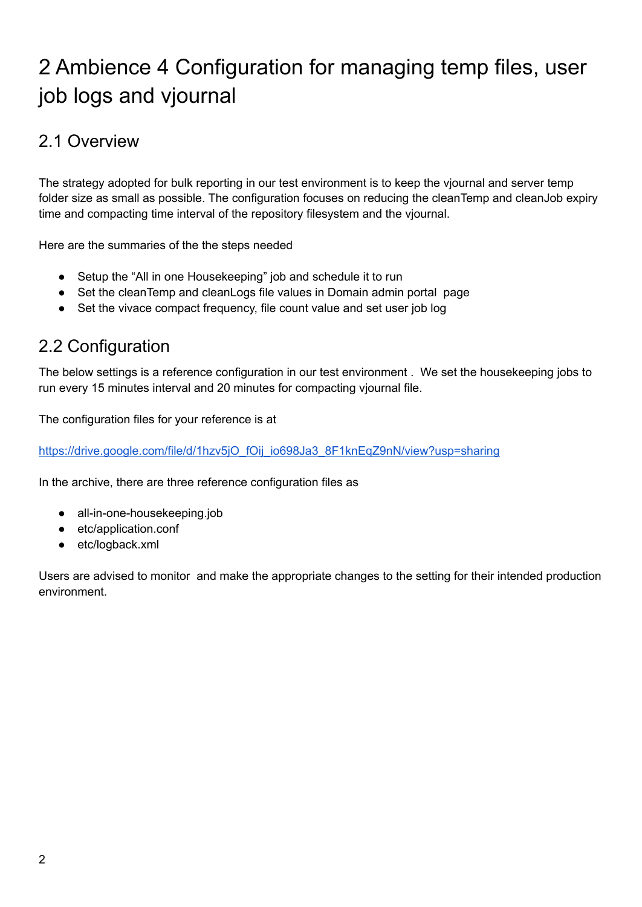# 2 Ambience 4 Configuration for managing temp files, user job logs and vjournal

## 2.1 Overview

The strategy adopted for bulk reporting in our test environment is to keep the vjournal and server temp folder size as small as possible. The configuration focuses on reducing the cleanTemp and cleanJob expiry time and compacting time interval of the repository filesystem and the vjournal.

Here are the summaries of the the steps needed

- Setup the "All in one Housekeeping" job and schedule it to run
- Set the cleanTemp and cleanLogs file values in Domain admin portal page
- Set the vivace compact frequency, file count value and set user job log

## 2.2 Configuration

The below settings is a reference configuration in our test environment . We set the housekeeping jobs to run every 15 minutes interval and 20 minutes for compacting vjournal file.

The configuration files for your reference is at

https://drive.google.com/file/d/1hzv5jO_fOij_io698Ja3_8F1knEqZ9nN/view?usp=sharing

In the archive, there are three reference configuration files as

- all-in-one-housekeeping.job
- etc/application.conf
- etc/logback.xml

Users are advised to monitor and make the appropriate changes to the setting for their intended production environment.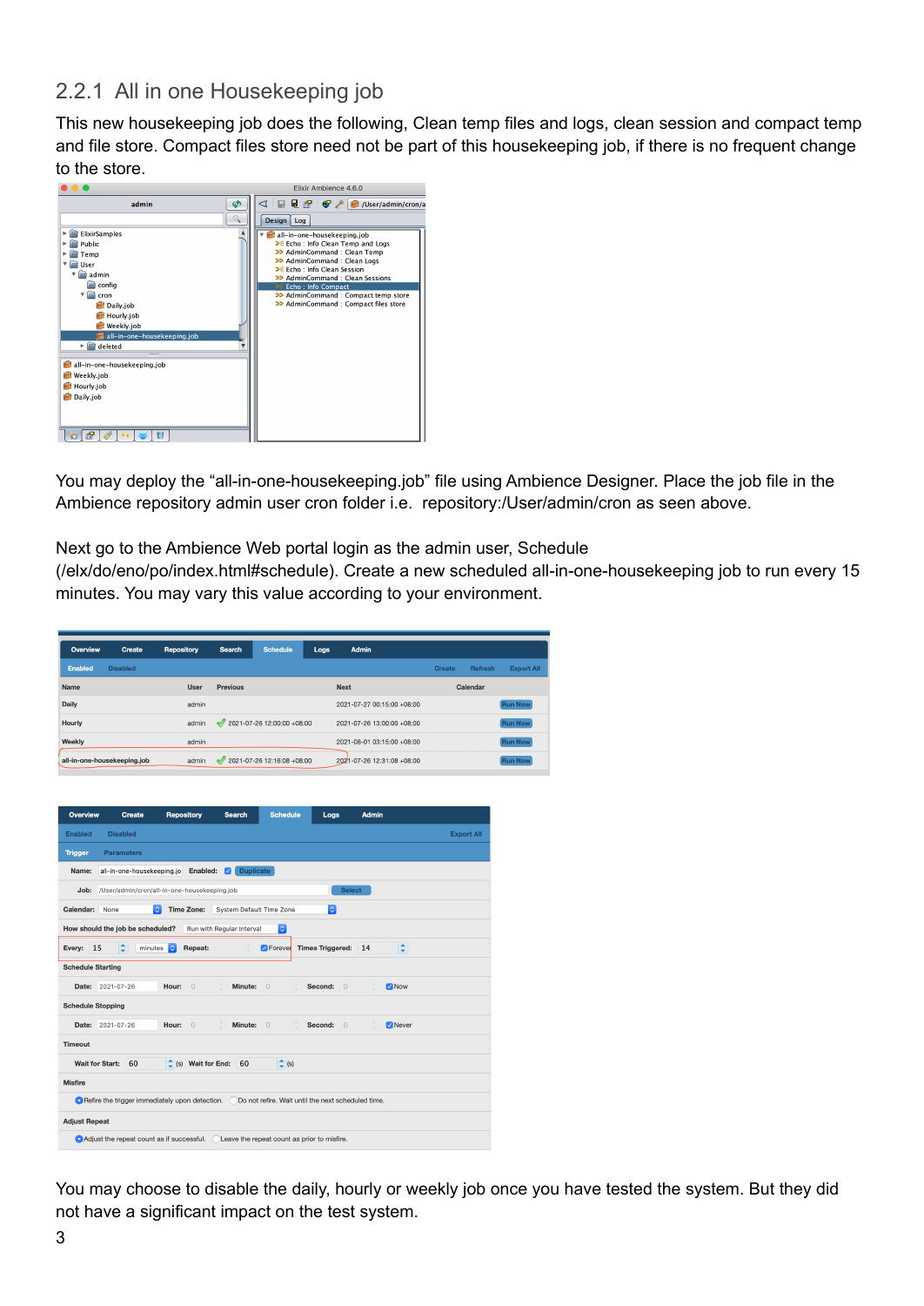## 2.2.1 All in one Housekeeping job

This new housekeeping job does the following, Clean temp files and logs, clean session and compact temp and file store. Compact files store need not be part of this housekeeping job, if there is no frequent change to the store.

You may deploy the “all-in-one-housekeeping.job” file using Ambience Designer. Place the job file in the Ambience repository admin user cron folder i.e. repository:/User/admin/cron as seen above.

Next go to the Ambience Web portal login as the admin user, Schedule (/elx/do/eno/po/index.html#schedule). Create a new scheduled all-in-one-housekeeping job to run every 15 minutes. You may vary this value according to your environment.

You may choose to disable the daily, hourly or weekly job once you have tested the system. But they did not have a significant impact on the test system.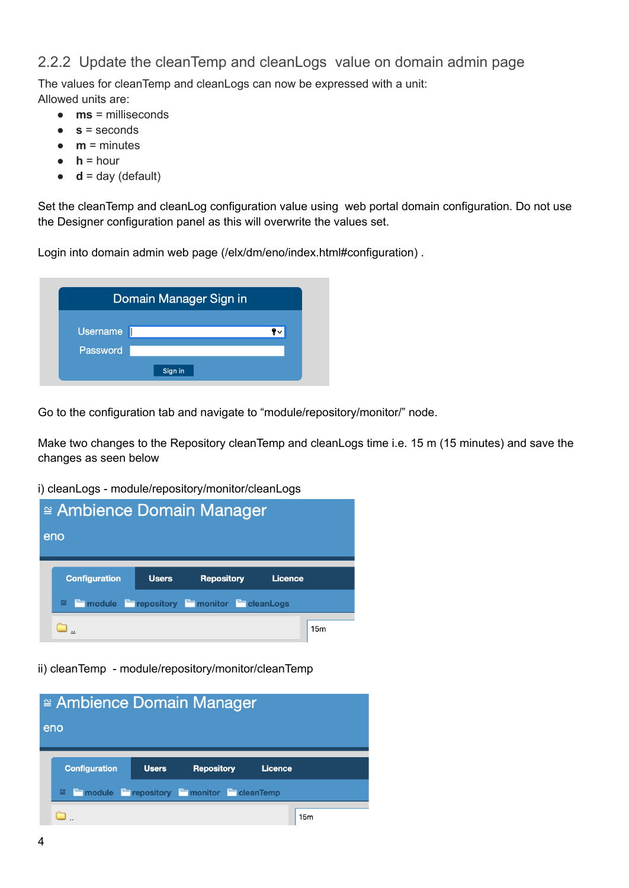### 2.2.2 Update the cleanTemp and cleanLogs value on domain admin page

The values for cleanTemp and cleanLogs can now be expressed with a unit:
Allowed units are:

- **ms** = milliseconds
- **s** = seconds
- **m** = minutes
- **h** = hour
- **d** = day (default)

Set the cleanTemp and cleanLog configuration value using web portal domain configuration. Do not use the Designer configuration panel as this will overwrite the values set.

Login into domain admin web page (/elx/dm/eno/index.html#configuration) .

Go to the configuration tab and navigate to "module/repository/monitor/" node.

Make two changes to the Repository cleanTemp and cleanLogs time i.e. 15 m (15 minutes) and save the changes as seen below

i) cleanLogs - module/repository/monitor/cleanLogs

ii) cleanTemp - module/repository/monitor/cleanTemp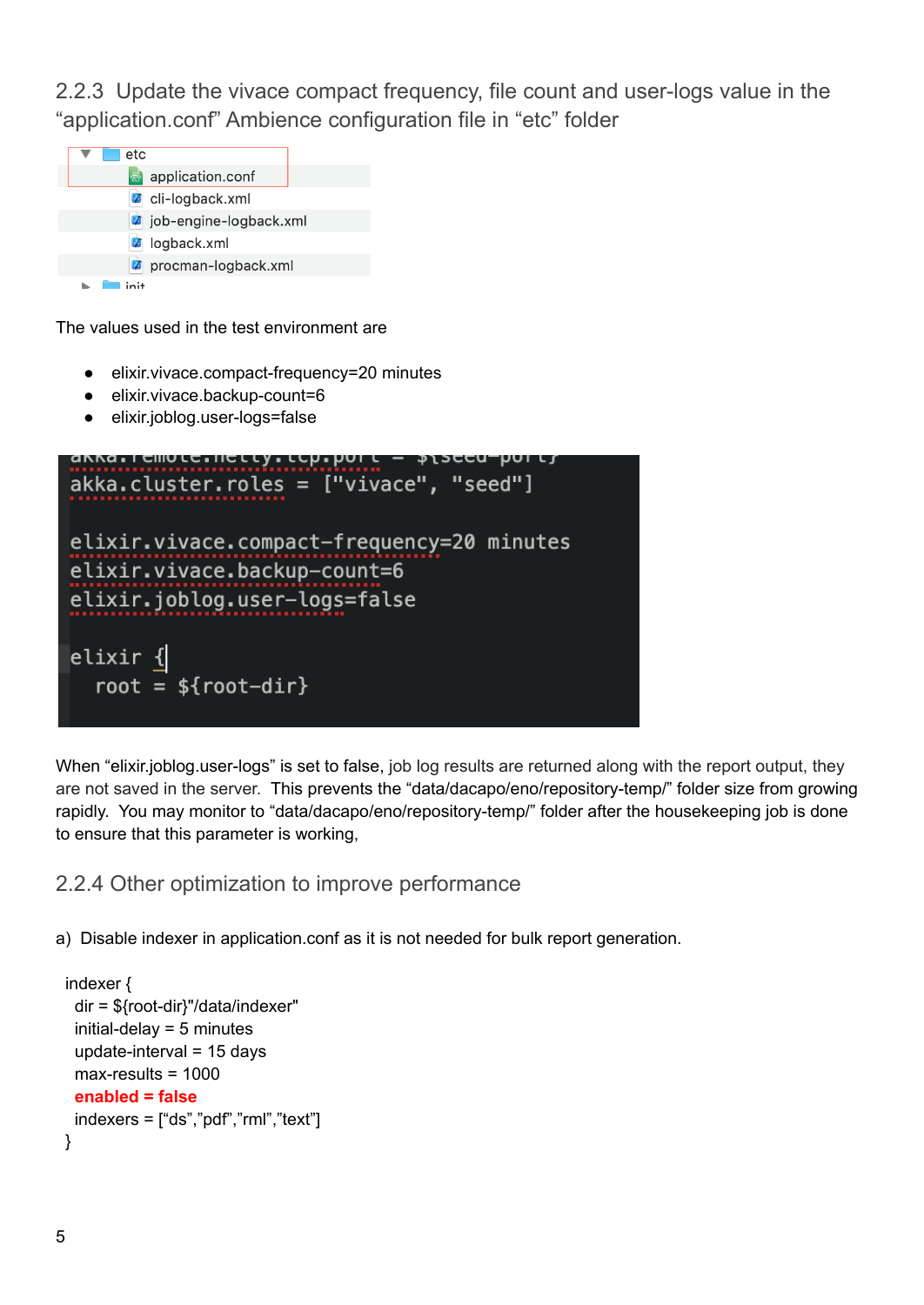### 2.2.3 Update the vivace compact frequency, file count and user-logs value in the "application.conf" Ambience configuration file in "etc" folder

```
▼ etc
    application.conf
    cli-logback.xml
    job-engine-logback.xml
    logback.xml
    procman-logback.xml
▶ init
```

The values used in the test environment are

- elixir.vivace.compact-frequency=20 minutes
- elixir.vivace.backup-count=6
- elixir.joblog.user-logs=false

```
akka.remote.netty.tcp.port = ${seed-port}
akka.cluster.roles = ["vivace", "seed"]

elixir.vivace.compact-frequency=20 minutes
elixir.vivace.backup-count=6
elixir.joblog.user-logs=false

elixir {
  root = ${root-dir}
```

When "elixir.joblog.user-logs" is set to false, job log results are returned along with the report output, they are not saved in the server. This prevents the "data/dacapo/eno/repository-temp/" folder size from growing rapidly. You may monitor to "data/dacapo/eno/repository-temp/" folder after the housekeeping job is done to ensure that this parameter is working,

### 2.2.4 Other optimization to improve performance

a) Disable indexer in application.conf as it is not needed for bulk report generation.

```
indexer {
  dir = ${root-dir}"/data/indexer"
  initial-delay = 5 minutes
  update-interval = 15 days
  max-results = 1000
  enabled = false
  indexers = ["ds","pdf","rml","text"]
}
```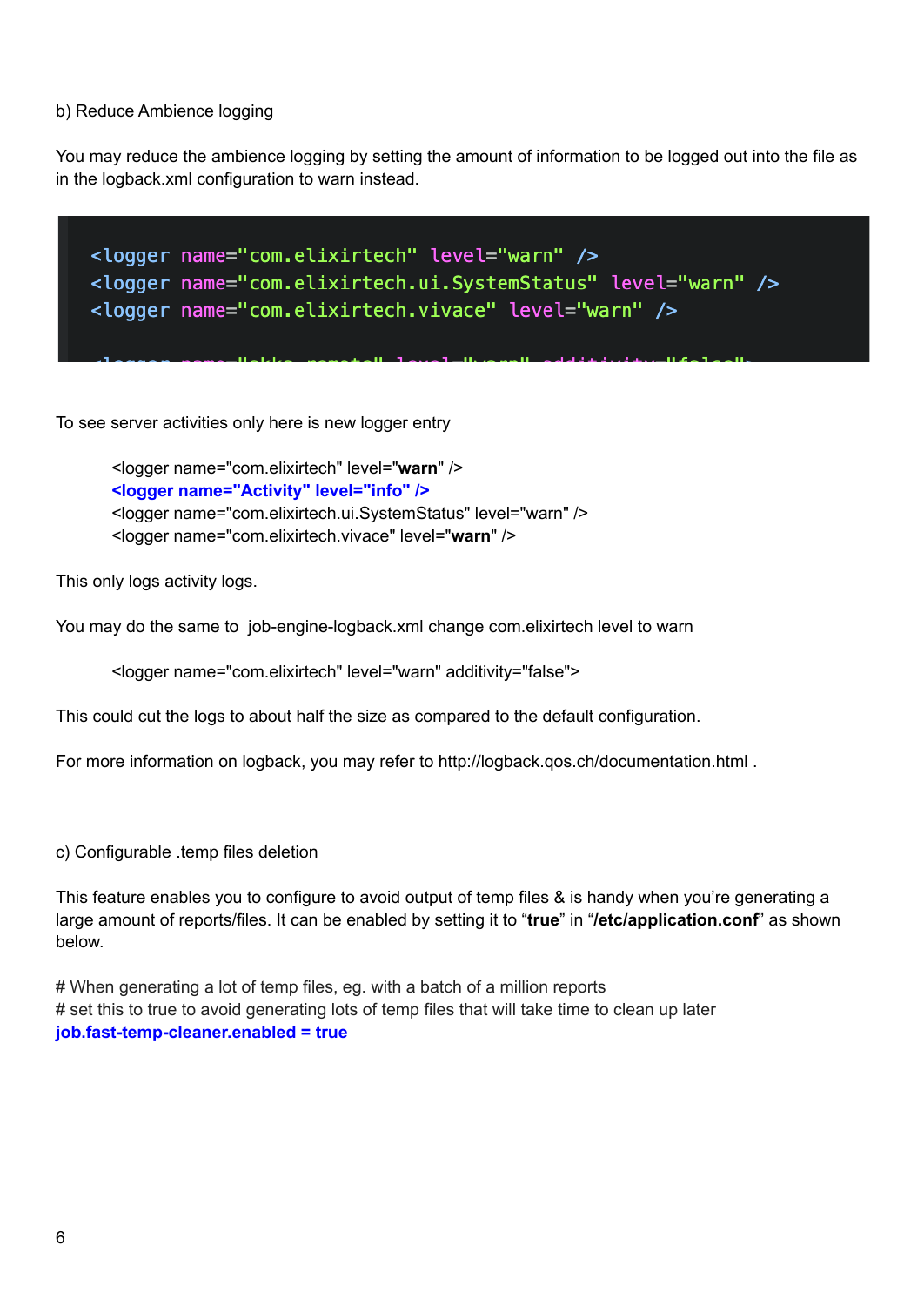b) Reduce Ambience logging

You may reduce the ambience logging by setting the amount of information to be logged out into the file as in the logback.xml configuration to warn instead.

```
<logger name="com.elixirtech" level="warn" />
<logger name="com.elixirtech.ui.SystemStatus" level="warn" />
<logger name="com.elixirtech.vivace" level="warn" />
```

To see server activities only here is new logger entry

```
<logger name="com.elixirtech" level="warn" />
<logger name="Activity" level="info" />
<logger name="com.elixirtech.ui.SystemStatus" level="warn" />
<logger name="com.elixirtech.vivace" level="warn" />
```

This only logs activity logs.

You may do the same to job-engine-logback.xml change com.elixirtech level to warn

```
<logger name="com.elixirtech" level="warn" additivity="false">
```

This could cut the logs to about half the size as compared to the default configuration.

For more information on logback, you may refer to http://logback.qos.ch/documentation.html .

c) Configurable .temp files deletion

This feature enables you to configure to avoid output of temp files & is handy when you're generating a large amount of reports/files. It can be enabled by setting it to "**true**" in "**/etc/application.conf**" as shown below.

```
# When generating a lot of temp files, eg. with a batch of a million reports
# set this to true to avoid generating lots of temp files that will take time to clean up later
job.fast-temp-cleaner.enabled = true
```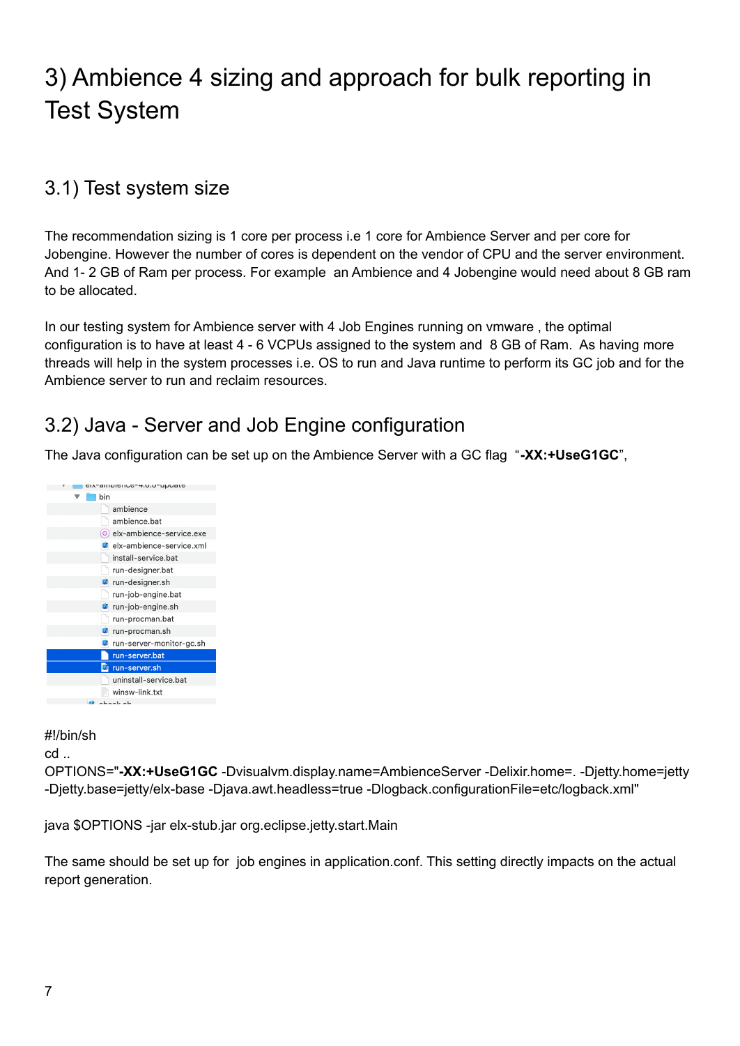# 3) Ambience 4 sizing and approach for bulk reporting in Test System

## 3.1) Test system size

The recommendation sizing is 1 core per process i.e 1 core for Ambience Server and per core for Jobengine. However the number of cores is dependent on the vendor of CPU and the server environment. And 1- 2 GB of Ram per process. For example an Ambience and 4 Jobengine would need about 8 GB ram to be allocated.

In our testing system for Ambience server with 4 Job Engines running on vmware , the optimal configuration is to have at least 4 - 6 VCPUs assigned to the system and 8 GB of Ram. As having more threads will help in the system processes i.e. OS to run and Java runtime to perform its GC job and for the Ambience server to run and reclaim resources.

## 3.2) Java - Server and Job Engine configuration

The Java configuration can be set up on the Ambience Server with a GC flag "**-XX:+UseG1GC**",

```
#!/bin/sh
cd ..
OPTIONS="-XX:+UseG1GC -Dvisualvm.display.name=AmbienceServer -Delixir.home=. -Djetty.home=jetty -Djetty.base=jetty/elx-base -Djava.awt.headless=true -Dlogback.configurationFile=etc/logback.xml"

java $OPTIONS -jar elx-stub.jar org.eclipse.jetty.start.Main
```

The same should be set up for job engines in application.conf. This setting directly impacts on the actual report generation.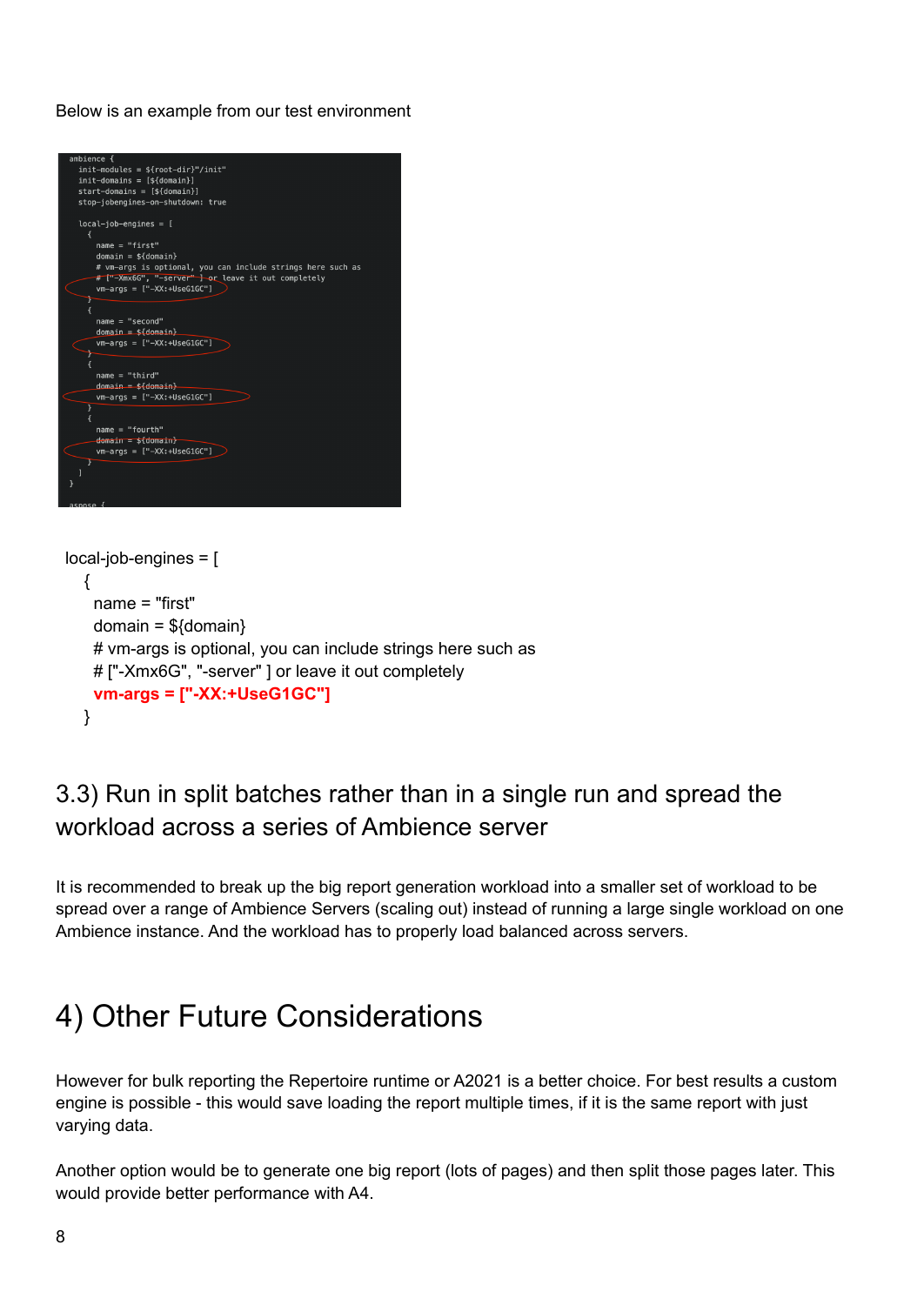Below is an example from our test environment

```
ambience {
  init-modules = ${root-dir}"/init"
  init-domains = [${domain}]
  start-domains = [${domain}]
  stop-jobengines-on-shutdown: true

  local-job-engines = [
    {
      name = "first"
      domain = ${domain}
      # vm-args is optional, you can include strings here such as
      # ["-Xmx6G", "-server" ] or leave it out completely
      vm-args = ["-XX:+UseG1GC"]
    }
    {
      name = "second"
      domain = ${domain}
      vm-args = ["-XX:+UseG1GC"]
    }
    {
      name = "third"
      domain = ${domain}
      vm-args = ["-XX:+UseG1GC"]
    }
    {
      name = "fourth"
      domain = ${domain}
      vm-args = ["-XX:+UseG1GC"]
    }
  ]
}
aspose {
```

```
local-job-engines = [
  {
    name = "first"
    domain = ${domain}
    # vm-args is optional, you can include strings here such as
    # ["-Xmx6G", "-server" ] or leave it out completely
    vm-args = ["-XX:+UseG1GC"]
  }
```

## 3.3) Run in split batches rather than in a single run and spread the workload across a series of Ambience server

It is recommended to break up the big report generation workload into a smaller set of workload to be spread over a range of Ambience Servers (scaling out) instead of running a large single workload on one Ambience instance. And the workload has to properly load balanced across servers.

# 4) Other Future Considerations

However for bulk reporting the Repertoire runtime or A2021 is a better choice. For best results a custom engine is possible - this would save loading the report multiple times, if it is the same report with just varying data.

Another option would be to generate one big report (lots of pages) and then split those pages later. This would provide better performance with A4.